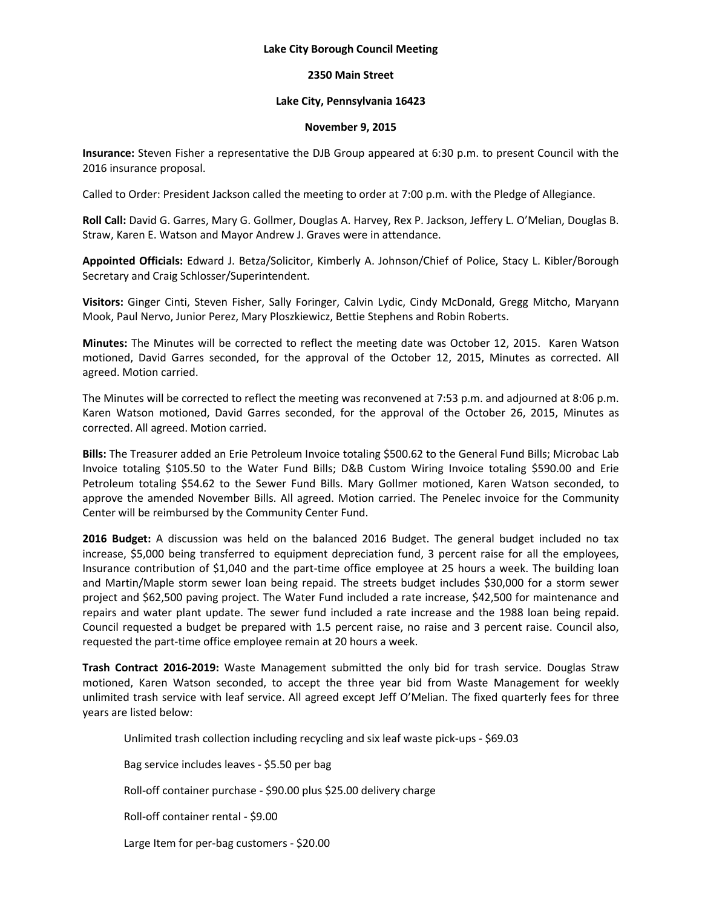**Lake City Borough Council Meeting**

**2350 Main Street**

**Lake City, Pennsylvania 16423**

**November 9, 2015**

**Insurance:** Steven Fisher a representative the DJB Group appeared at 6:30 p.m. to present Council with the 2016 insurance proposal.

Called to Order: President Jackson called the meeting to order at 7:00 p.m. with the Pledge of Allegiance.

**Roll Call:** David G. Garres, Mary G. Gollmer, Douglas A. Harvey, Rex P. Jackson, Jeffery L. O'Melian, Douglas B. Straw, Karen E. Watson and Mayor Andrew J. Graves were in attendance.

**Appointed Officials:** Edward J. Betza/Solicitor, Kimberly A. Johnson/Chief of Police, Stacy L. Kibler/Borough Secretary and Craig Schlosser/Superintendent.

**Visitors:** Ginger Cinti, Steven Fisher, Sally Foringer, Calvin Lydic, Cindy McDonald, Gregg Mitcho, Maryann Mook, Paul Nervo, Junior Perez, Mary Ploszkiewicz, Bettie Stephens and Robin Roberts.

**Minutes:** The Minutes will be corrected to reflect the meeting date was October 12, 2015. Karen Watson motioned, David Garres seconded, for the approval of the October 12, 2015, Minutes as corrected. All agreed. Motion carried.

The Minutes will be corrected to reflect the meeting was reconvened at 7:53 p.m. and adjourned at 8:06 p.m. Karen Watson motioned, David Garres seconded, for the approval of the October 26, 2015, Minutes as corrected. All agreed. Motion carried.

**Bills:** The Treasurer added an Erie Petroleum Invoice totaling $500.62 to the General Fund Bills; Microbac Lab Invoice totaling $105.50 to the Water Fund Bills; D&B Custom Wiring Invoice totaling $590.00 and Erie Petroleum totaling $54.62 to the Sewer Fund Bills. Mary Gollmer motioned, Karen Watson seconded, to approve the amended November Bills. All agreed. Motion carried. The Penelec invoice for the Community Center will be reimbursed by the Community Center Fund.

**2016 Budget:** A discussion was held on the balanced 2016 Budget. The general budget included no tax increase, $5,000 being transferred to equipment depreciation fund, 3 percent raise for all the employees, Insurance contribution of $1,040 and the part-time office employee at 25 hours a week. The building loan and Martin/Maple storm sewer loan being repaid. The streets budget includes $30,000 for a storm sewer project and $62,500 paving project. The Water Fund included a rate increase, $42,500 for maintenance and repairs and water plant update. The sewer fund included a rate increase and the 1988 loan being repaid. Council requested a budget be prepared with 1.5 percent raise, no raise and 3 percent raise. Council also, requested the part-time office employee remain at 20 hours a week.

**Trash Contract 2016-2019:** Waste Management submitted the only bid for trash service. Douglas Straw motioned, Karen Watson seconded, to accept the three year bid from Waste Management for weekly unlimited trash service with leaf service. All agreed except Jeff O'Melian. The fixed quarterly fees for three years are listed below:

Unlimited trash collection including recycling and six leaf waste pick-ups - $69.03

Bag service includes leaves - $5.50 per bag

Roll-off container purchase - $90.00 plus $25.00 delivery charge

Roll-off container rental - $9.00

Large Item for per-bag customers - $20.00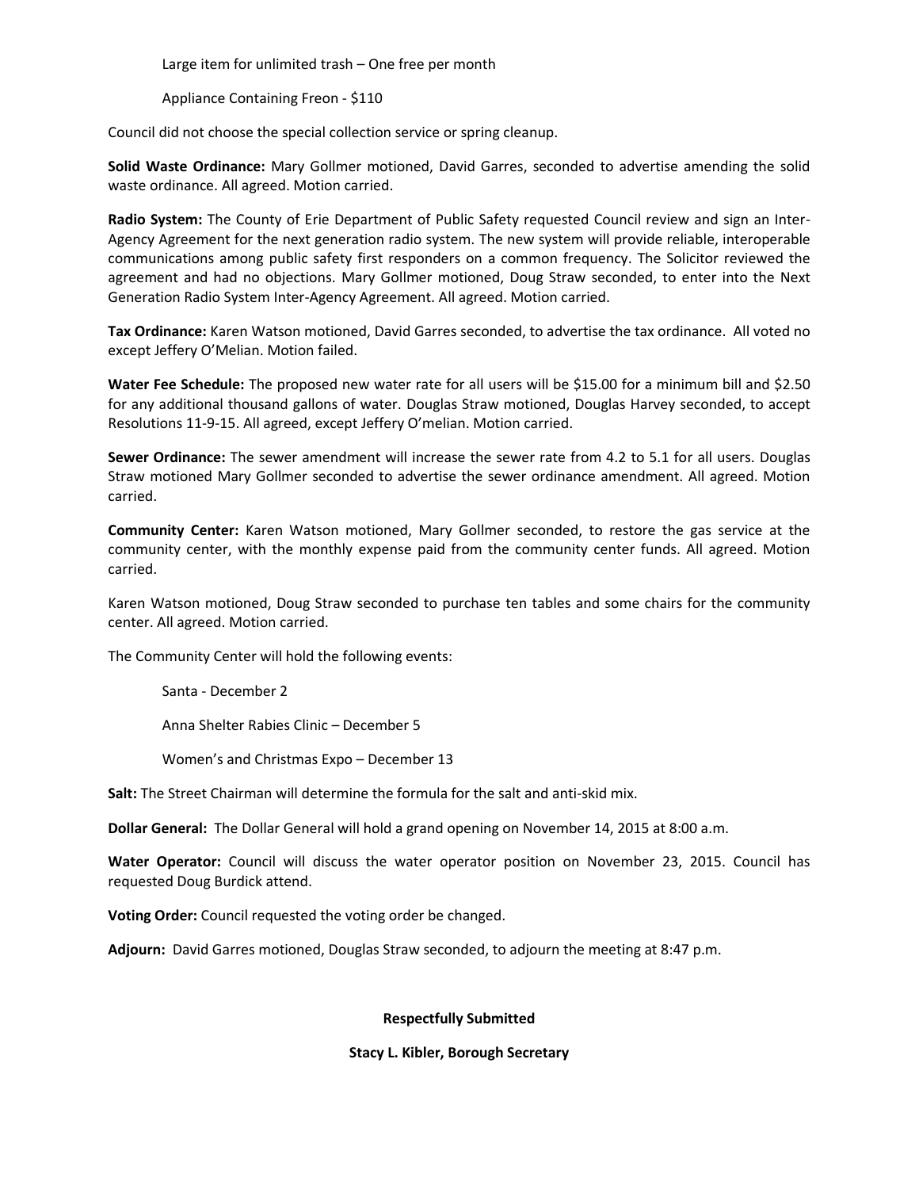Large item for unlimited trash – One free per month

Appliance Containing Freon - $110

Council did not choose the special collection service or spring cleanup.

**Solid Waste Ordinance:** Mary Gollmer motioned, David Garres, seconded to advertise amending the solid waste ordinance. All agreed. Motion carried.

**Radio System:** The County of Erie Department of Public Safety requested Council review and sign an Inter-Agency Agreement for the next generation radio system. The new system will provide reliable, interoperable communications among public safety first responders on a common frequency. The Solicitor reviewed the agreement and had no objections. Mary Gollmer motioned, Doug Straw seconded, to enter into the Next Generation Radio System Inter-Agency Agreement. All agreed. Motion carried.

**Tax Ordinance:** Karen Watson motioned, David Garres seconded, to advertise the tax ordinance. All voted no except Jeffery O'Melian. Motion failed.

**Water Fee Schedule:** The proposed new water rate for all users will be $15.00 for a minimum bill and $2.50 for any additional thousand gallons of water. Douglas Straw motioned, Douglas Harvey seconded, to accept Resolutions 11-9-15. All agreed, except Jeffery O'melian. Motion carried.

**Sewer Ordinance:** The sewer amendment will increase the sewer rate from 4.2 to 5.1 for all users. Douglas Straw motioned Mary Gollmer seconded to advertise the sewer ordinance amendment. All agreed. Motion carried.

**Community Center:** Karen Watson motioned, Mary Gollmer seconded, to restore the gas service at the community center, with the monthly expense paid from the community center funds. All agreed. Motion carried.

Karen Watson motioned, Doug Straw seconded to purchase ten tables and some chairs for the community center. All agreed. Motion carried.

The Community Center will hold the following events:

Santa - December 2

Anna Shelter Rabies Clinic – December 5

Women's and Christmas Expo – December 13

**Salt:** The Street Chairman will determine the formula for the salt and anti-skid mix.

**Dollar General:** The Dollar General will hold a grand opening on November 14, 2015 at 8:00 a.m.

**Water Operator:** Council will discuss the water operator position on November 23, 2015. Council has requested Doug Burdick attend.

**Voting Order:** Council requested the voting order be changed.

**Adjourn:** David Garres motioned, Douglas Straw seconded, to adjourn the meeting at 8:47 p.m.

**Respectfully Submitted**

**Stacy L. Kibler, Borough Secretary**